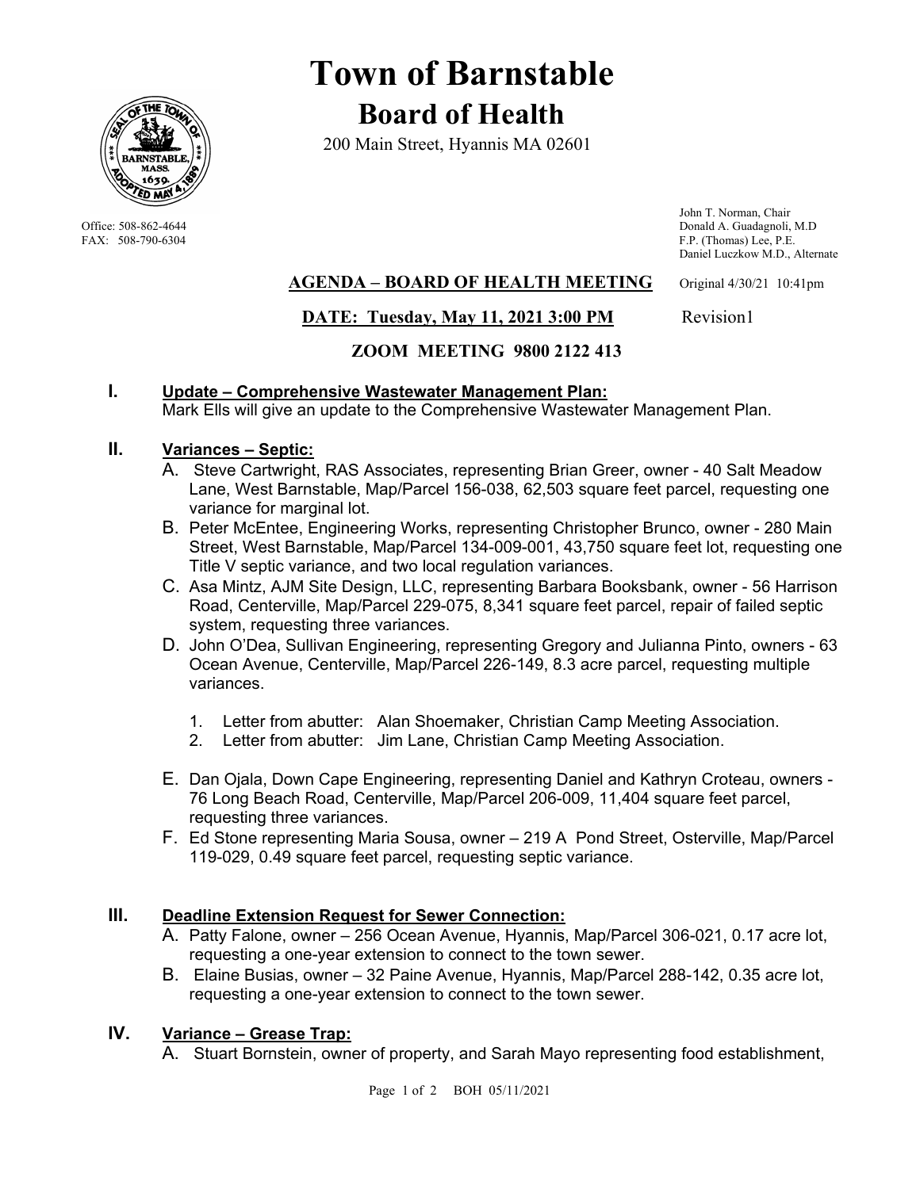# Town of Barnstable

## Board of Health

200 Main Street, Hyannis MA 02601

Office: 508-862-4644
FAX: 508-790-6304

John T. Norman, Chair
Donald A. Guadagnoli, M.D
F.P. (Thomas) Lee, P.E.
Daniel Luczkow M.D., Alternate

**AGENDA – BOARD OF HEALTH MEETING** Original 4/30/21 10:41pm

**DATE: Tuesday, May 11, 2021 3:00 PM** Revision1

**ZOOM MEETING 9800 2122 413**

### I. Update – Comprehensive Wastewater Management Plan:

Mark Ells will give an update to the Comprehensive Wastewater Management Plan.

### II. Variances – Septic:

A. Steve Cartwright, RAS Associates, representing Brian Greer, owner - 40 Salt Meadow Lane, West Barnstable, Map/Parcel 156-038, 62,503 square feet parcel, requesting one variance for marginal lot.

B. Peter McEntee, Engineering Works, representing Christopher Brunco, owner - 280 Main Street, West Barnstable, Map/Parcel 134-009-001, 43,750 square feet lot, requesting one Title V septic variance, and two local regulation variances.

C. Asa Mintz, AJM Site Design, LLC, representing Barbara Booksbank, owner - 56 Harrison Road, Centerville, Map/Parcel 229-075, 8,341 square feet parcel, repair of failed septic system, requesting three variances.

D. John O'Dea, Sullivan Engineering, representing Gregory and Julianna Pinto, owners - 63 Ocean Avenue, Centerville, Map/Parcel 226-149, 8.3 acre parcel, requesting multiple variances.

1. Letter from abutter: Alan Shoemaker, Christian Camp Meeting Association.
2. Letter from abutter: Jim Lane, Christian Camp Meeting Association.

E. Dan Ojala, Down Cape Engineering, representing Daniel and Kathryn Croteau, owners - 76 Long Beach Road, Centerville, Map/Parcel 206-009, 11,404 square feet parcel, requesting three variances.

F. Ed Stone representing Maria Sousa, owner – 219 A Pond Street, Osterville, Map/Parcel 119-029, 0.49 square feet parcel, requesting septic variance.

### III. Deadline Extension Request for Sewer Connection:

A. Patty Falone, owner – 256 Ocean Avenue, Hyannis, Map/Parcel 306-021, 0.17 acre lot, requesting a one-year extension to connect to the town sewer.

B. Elaine Busias, owner – 32 Paine Avenue, Hyannis, Map/Parcel 288-142, 0.35 acre lot, requesting a one-year extension to connect to the town sewer.

### IV. Variance – Grease Trap:

A. Stuart Bornstein, owner of property, and Sarah Mayo representing food establishment,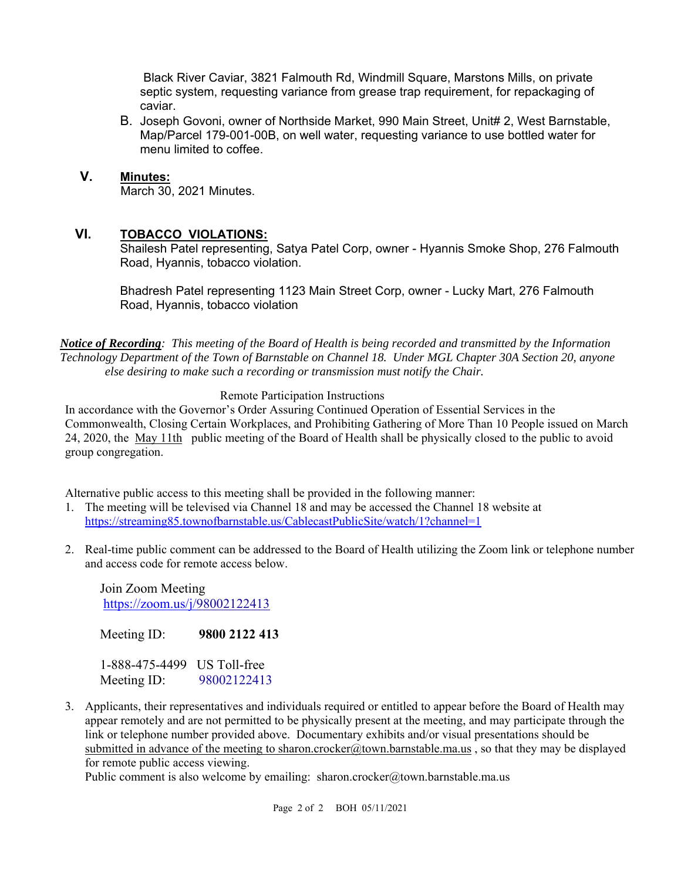Black River Caviar, 3821 Falmouth Rd, Windmill Square, Marstons Mills, on private septic system, requesting variance from grease trap requirement, for repackaging of caviar.

B. Joseph Govoni, owner of Northside Market, 990 Main Street, Unit# 2, West Barnstable, Map/Parcel 179-001-00B, on well water, requesting variance to use bottled water for menu limited to coffee.

## V. Minutes:

March 30, 2021 Minutes.

## VI. TOBACCO VIOLATIONS:

Shailesh Patel representing, Satya Patel Corp, owner - Hyannis Smoke Shop, 276 Falmouth Road, Hyannis, tobacco violation.

Bhadresh Patel representing 1123 Main Street Corp, owner - Lucky Mart, 276 Falmouth Road, Hyannis, tobacco violation

***Notice of Recording****: This meeting of the Board of Health is being recorded and transmitted by the Information Technology Department of the Town of Barnstable on Channel 18. Under MGL Chapter 30A Section 20, anyone else desiring to make such a recording or transmission must notify the Chair.*

Remote Participation Instructions

In accordance with the Governor's Order Assuring Continued Operation of Essential Services in the Commonwealth, Closing Certain Workplaces, and Prohibiting Gathering of More Than 10 People issued on March 24, 2020, the May 11th public meeting of the Board of Health shall be physically closed to the public to avoid group congregation.

Alternative public access to this meeting shall be provided in the following manner:

1. The meeting will be televised via Channel 18 and may be accessed the Channel 18 website at https://streaming85.townofbarnstable.us/CablecastPublicSite/watch/1?channel=1

2. Real-time public comment can be addressed to the Board of Health utilizing the Zoom link or telephone number and access code for remote access below.

   Join Zoom Meeting
   https://zoom.us/j/98002122413

   Meeting ID: **9800 2122 413**

   1-888-475-4499 US Toll-free
   Meeting ID: 98002122413

3. Applicants, their representatives and individuals required or entitled to appear before the Board of Health may appear remotely and are not permitted to be physically present at the meeting, and may participate through the link or telephone number provided above. Documentary exhibits and/or visual presentations should be submitted in advance of the meeting to sharon.crocker@town.barnstable.ma.us , so that they may be displayed for remote public access viewing.
   Public comment is also welcome by emailing: sharon.crocker@town.barnstable.ma.us